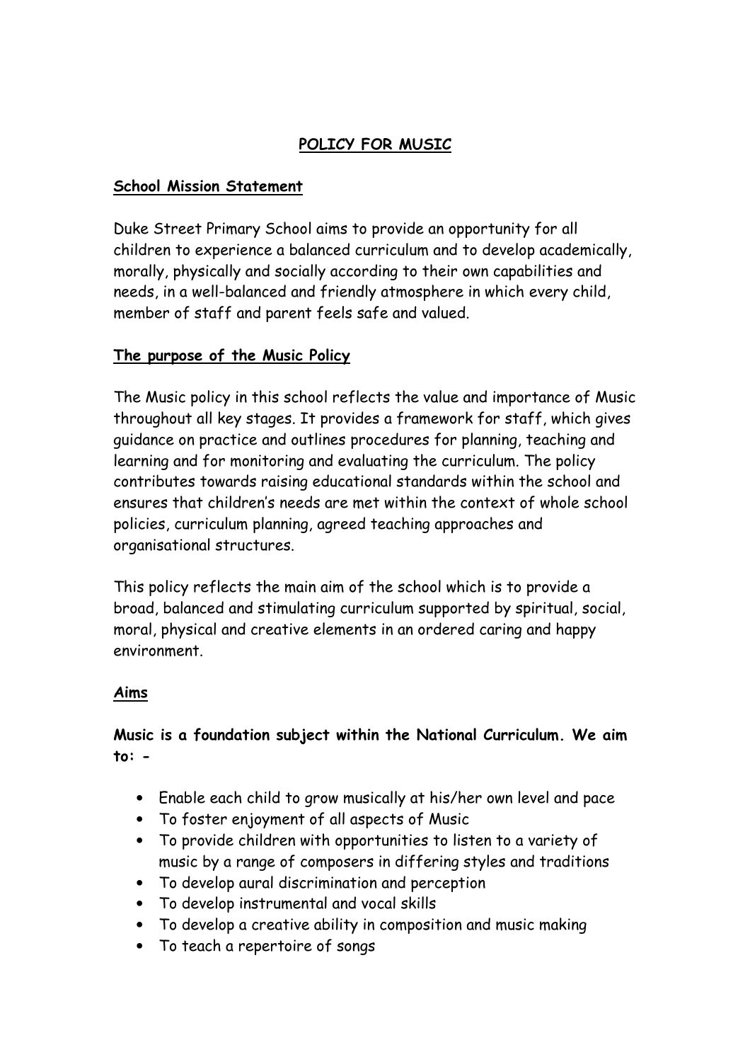# POLICY FOR MUSIC

## School Mission Statement

Duke Street Primary School aims to provide an opportunity for all children to experience a balanced curriculum and to develop academically, morally, physically and socially according to their own capabilities and needs, in a well-balanced and friendly atmosphere in which every child, member of staff and parent feels safe and valued.

## The purpose of the Music Policy

The Music policy in this school reflects the value and importance of Music throughout all key stages. It provides a framework for staff, which gives guidance on practice and outlines procedures for planning, teaching and learning and for monitoring and evaluating the curriculum. The policy contributes towards raising educational standards within the school and ensures that children's needs are met within the context of whole school policies, curriculum planning, agreed teaching approaches and organisational structures.

This policy reflects the main aim of the school which is to provide a broad, balanced and stimulating curriculum supported by spiritual, social, moral, physical and creative elements in an ordered caring and happy environment.

## Aims

**Music is a foundation subject within the National Curriculum. We aim to: -**

- Enable each child to grow musically at his/her own level and pace
- To foster enjoyment of all aspects of Music
- To provide children with opportunities to listen to a variety of music by a range of composers in differing styles and traditions
- To develop aural discrimination and perception
- To develop instrumental and vocal skills
- To develop a creative ability in composition and music making
- To teach a repertoire of songs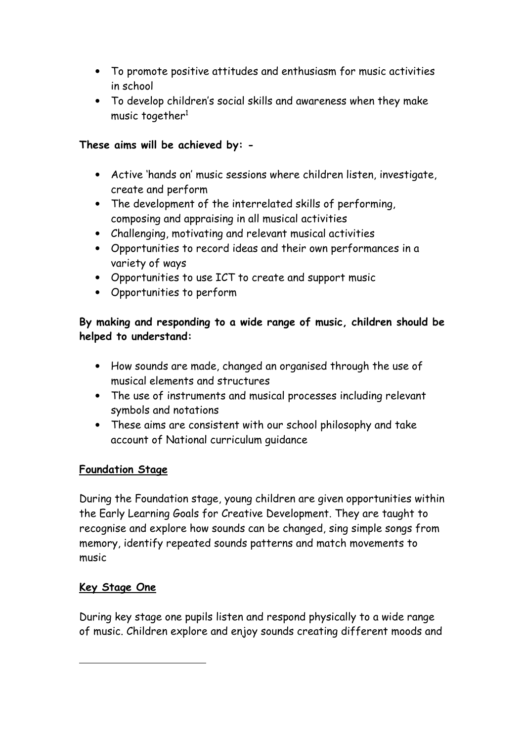- To promote positive attitudes and enthusiasm for music activities in school
- To develop children's social skills and awareness when they make music together[1]

**These aims will be achieved by: -**

- Active 'hands on' music sessions where children listen, investigate, create and perform
- The development of the interrelated skills of performing, composing and appraising in all musical activities
- Challenging, motivating and relevant musical activities
- Opportunities to record ideas and their own performances in a variety of ways
- Opportunities to use ICT to create and support music
- Opportunities to perform

**By making and responding to a wide range of music, children should be helped to understand:**

- How sounds are made, changed an organised through the use of musical elements and structures
- The use of instruments and musical processes including relevant symbols and notations
- These aims are consistent with our school philosophy and take account of National curriculum guidance

**Foundation Stage**

During the Foundation stage, young children are given opportunities within the Early Learning Goals for Creative Development. They are taught to recognise and explore how sounds can be changed, sing simple songs from memory, identify repeated sounds patterns and match movements to music

**Key Stage One**

During key stage one pupils listen and respond physically to a wide range of music. Children explore and enjoy sounds creating different moods and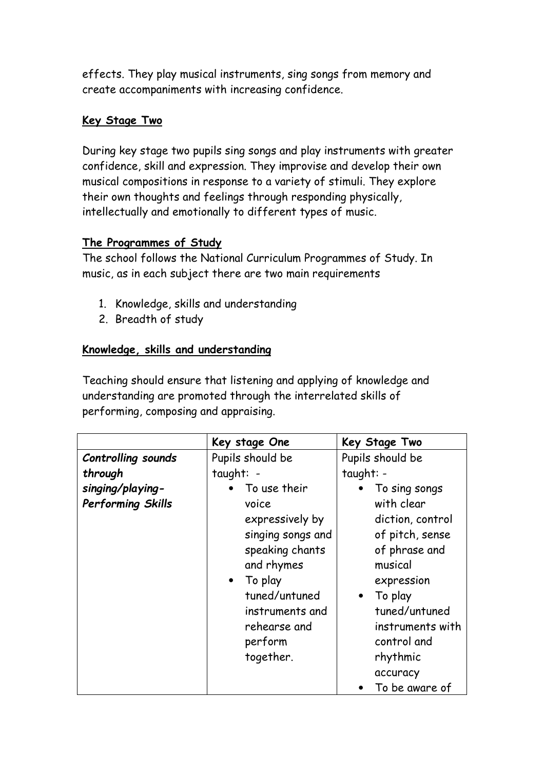effects. They play musical instruments, sing songs from memory and create accompaniments with increasing confidence.

**Key Stage Two**

During key stage two pupils sing songs and play instruments with greater confidence, skill and expression. They improvise and develop their own musical compositions in response to a variety of stimuli. They explore their own thoughts and feelings through responding physically, intellectually and emotionally to different types of music.

**The Programmes of Study**

The school follows the National Curriculum Programmes of Study. In music, as in each subject there are two main requirements

1. Knowledge, skills and understanding
2. Breadth of study

**Knowledge, skills and understanding**

Teaching should ensure that listening and applying of knowledge and understanding are promoted through the interrelated skills of performing, composing and appraising.

| | Key stage One | Key Stage Two |
|---|---|---|
| ***Controlling sounds through singing/playing- Performing Skills*** | Pupils should be taught: - <br>• To use their voice expressively by singing songs and speaking chants and rhymes <br>• To play tuned/untuned instruments and rehearse and perform together. | Pupils should be taught: - <br>• To sing songs with clear diction, control of pitch, sense of phrase and musical expression <br>• To play tuned/untuned instruments with control and rhythmic accuracy <br>• To be aware of |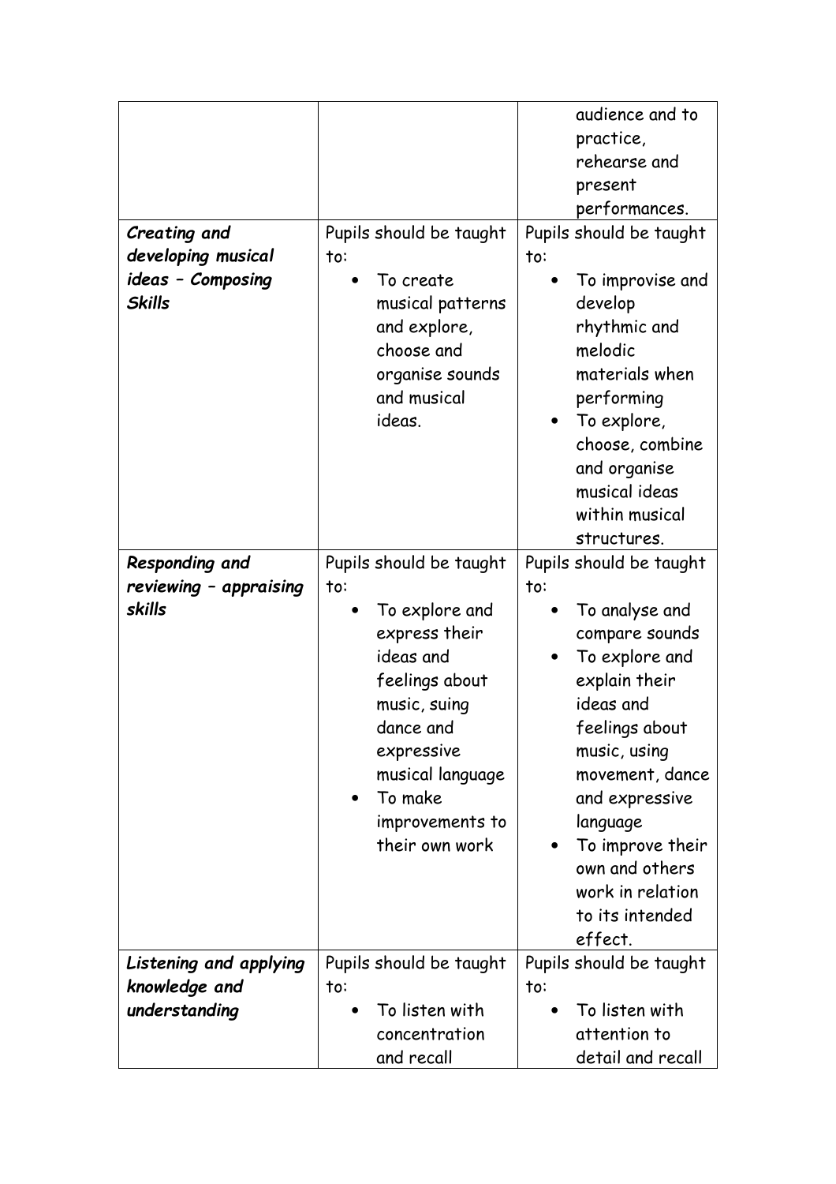| | | |
|---|---|---|
| | | audience and to practice, rehearse and present performances. |
| ***Creating and developing musical ideas – Composing Skills*** | Pupils should be taught to:<br>• To create musical patterns and explore, choose and organise sounds and musical ideas. | Pupils should be taught to:<br>• To improvise and develop rhythmic and melodic materials when performing<br>• To explore, choose, combine and organise musical ideas within musical structures. |
| ***Responding and reviewing – appraising skills*** | Pupils should be taught to:<br>• To explore and express their ideas and feelings about music, suing dance and expressive musical language<br>• To make improvements to their own work | Pupils should be taught to:<br>• To analyse and compare sounds<br>• To explore and explain their ideas and feelings about music, using movement, dance and expressive language<br>• To improve their own and others work in relation to its intended effect. |
| ***Listening and applying knowledge and understanding*** | Pupils should be taught to:<br>• To listen with concentration and recall | Pupils should be taught to:<br>• To listen with attention to detail and recall |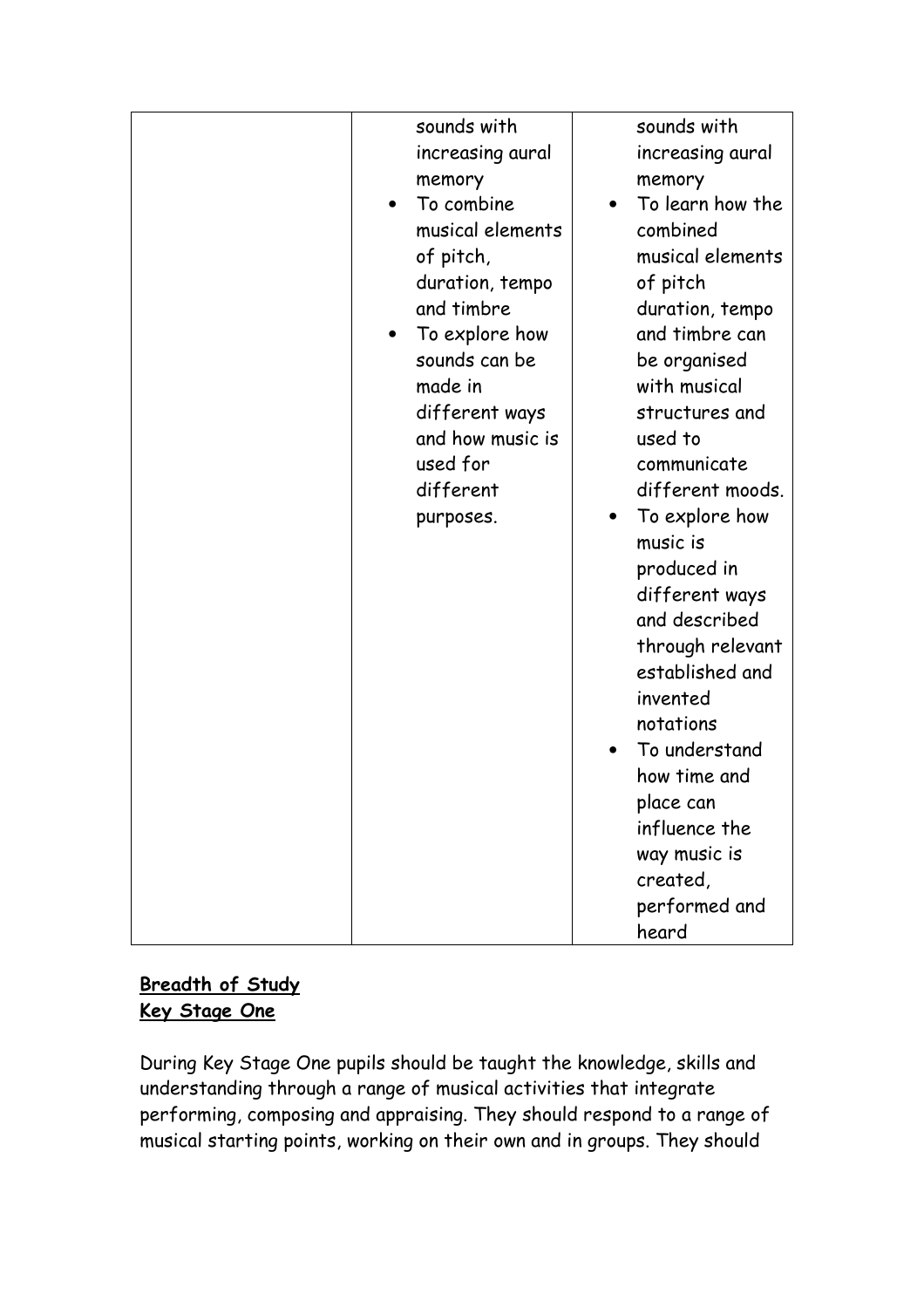| | | |
|---|---|---|
| | sounds with increasing aural memory<br>• To combine musical elements of pitch, duration, tempo and timbre<br>• To explore how sounds can be made in different ways and how music is used for different purposes. | sounds with increasing aural memory<br>• To learn how the combined musical elements of pitch duration, tempo and timbre can be organised with musical structures and used to communicate different moods.<br>• To explore how music is produced in different ways and described through relevant established and invented notations<br>• To understand how time and place can influence the way music is created, performed and heard |

**Breadth of Study**
**Key Stage One**

During Key Stage One pupils should be taught the knowledge, skills and understanding through a range of musical activities that integrate performing, composing and appraising. They should respond to a range of musical starting points, working on their own and in groups. They should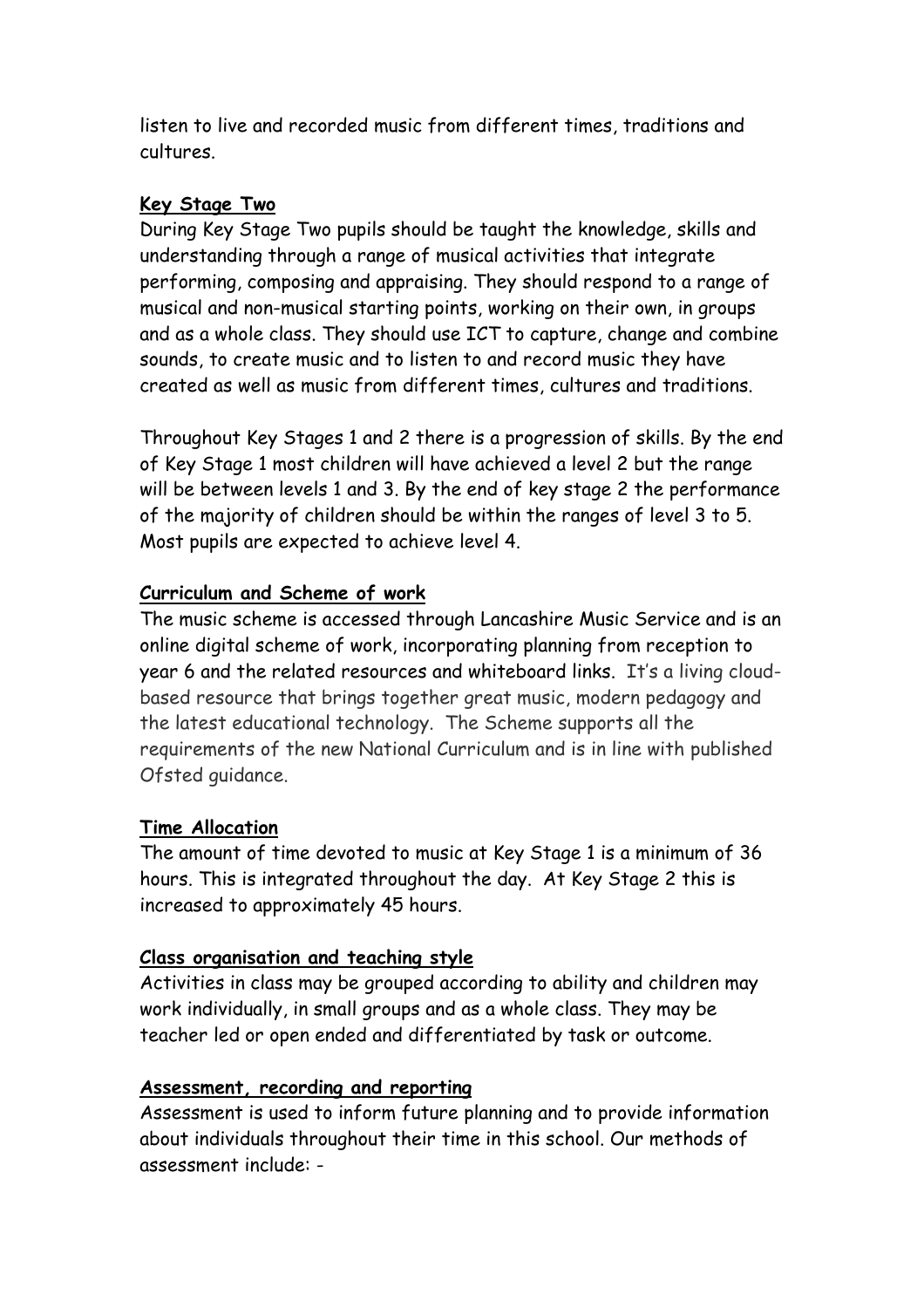listen to live and recorded music from different times, traditions and cultures.

## Key Stage Two

During Key Stage Two pupils should be taught the knowledge, skills and understanding through a range of musical activities that integrate performing, composing and appraising. They should respond to a range of musical and non-musical starting points, working on their own, in groups and as a whole class. They should use ICT to capture, change and combine sounds, to create music and to listen to and record music they have created as well as music from different times, cultures and traditions.

Throughout Key Stages 1 and 2 there is a progression of skills. By the end of Key Stage 1 most children will have achieved a level 2 but the range will be between levels 1 and 3. By the end of key stage 2 the performance of the majority of children should be within the ranges of level 3 to 5. Most pupils are expected to achieve level 4.

## Curriculum and Scheme of work

The music scheme is accessed through Lancashire Music Service and is an online digital scheme of work, incorporating planning from reception to year 6 and the related resources and whiteboard links. It's a living cloud-based resource that brings together great music, modern pedagogy and the latest educational technology. The Scheme supports all the requirements of the new National Curriculum and is in line with published Ofsted guidance.

## Time Allocation

The amount of time devoted to music at Key Stage 1 is a minimum of 36 hours. This is integrated throughout the day. At Key Stage 2 this is increased to approximately 45 hours.

## Class organisation and teaching style

Activities in class may be grouped according to ability and children may work individually, in small groups and as a whole class. They may be teacher led or open ended and differentiated by task or outcome.

## Assessment, recording and reporting

Assessment is used to inform future planning and to provide information about individuals throughout their time in this school. Our methods of assessment include: -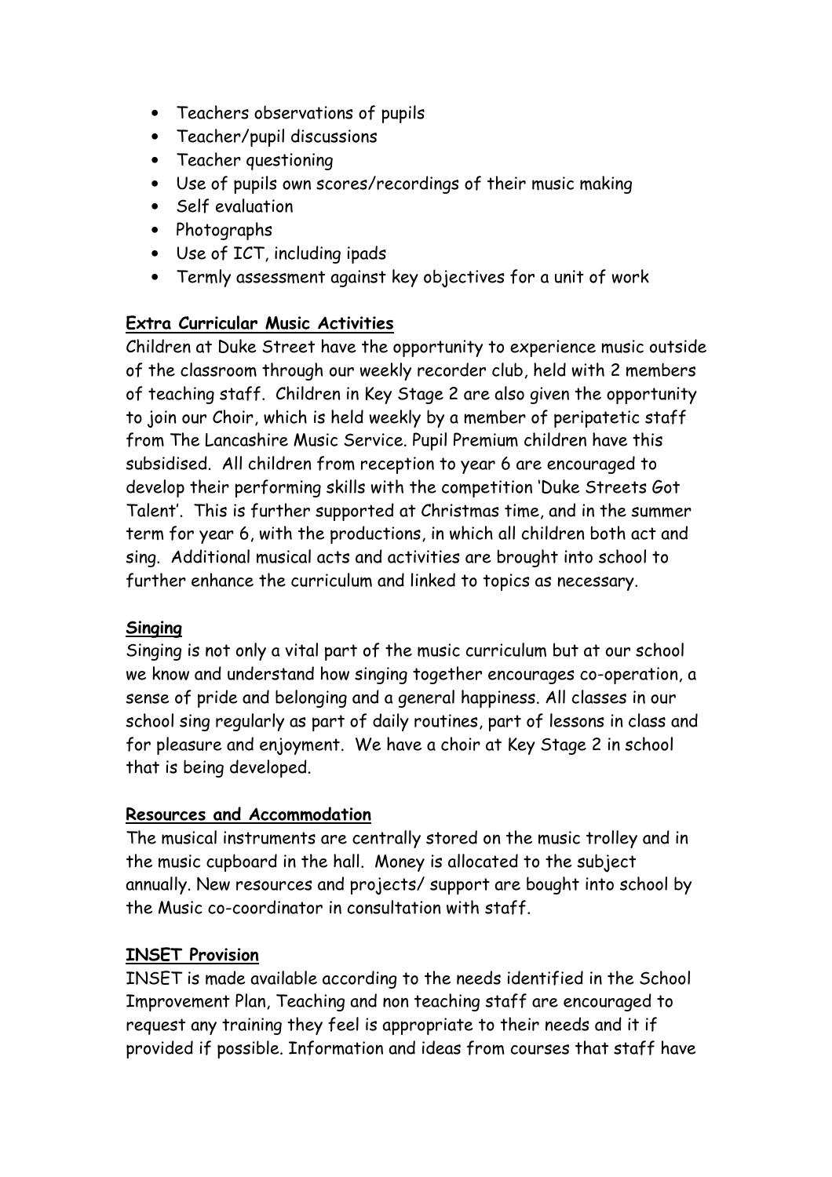- Teachers observations of pupils
- Teacher/pupil discussions
- Teacher questioning
- Use of pupils own scores/recordings of their music making
- Self evaluation
- Photographs
- Use of ICT, including ipads
- Termly assessment against key objectives for a unit of work

**Extra Curricular Music Activities**

Children at Duke Street have the opportunity to experience music outside of the classroom through our weekly recorder club, held with 2 members of teaching staff. Children in Key Stage 2 are also given the opportunity to join our Choir, which is held weekly by a member of peripatetic staff from The Lancashire Music Service. Pupil Premium children have this subsidised. All children from reception to year 6 are encouraged to develop their performing skills with the competition 'Duke Streets Got Talent'. This is further supported at Christmas time, and in the summer term for year 6, with the productions, in which all children both act and sing. Additional musical acts and activities are brought into school to further enhance the curriculum and linked to topics as necessary.

**Singing**

Singing is not only a vital part of the music curriculum but at our school we know and understand how singing together encourages co-operation, a sense of pride and belonging and a general happiness. All classes in our school sing regularly as part of daily routines, part of lessons in class and for pleasure and enjoyment. We have a choir at Key Stage 2 in school that is being developed.

**Resources and Accommodation**

The musical instruments are centrally stored on the music trolley and in the music cupboard in the hall. Money is allocated to the subject annually. New resources and projects/ support are bought into school by the Music co-coordinator in consultation with staff.

**INSET Provision**

INSET is made available according to the needs identified in the School Improvement Plan, Teaching and non teaching staff are encouraged to request any training they feel is appropriate to their needs and it if provided if possible. Information and ideas from courses that staff have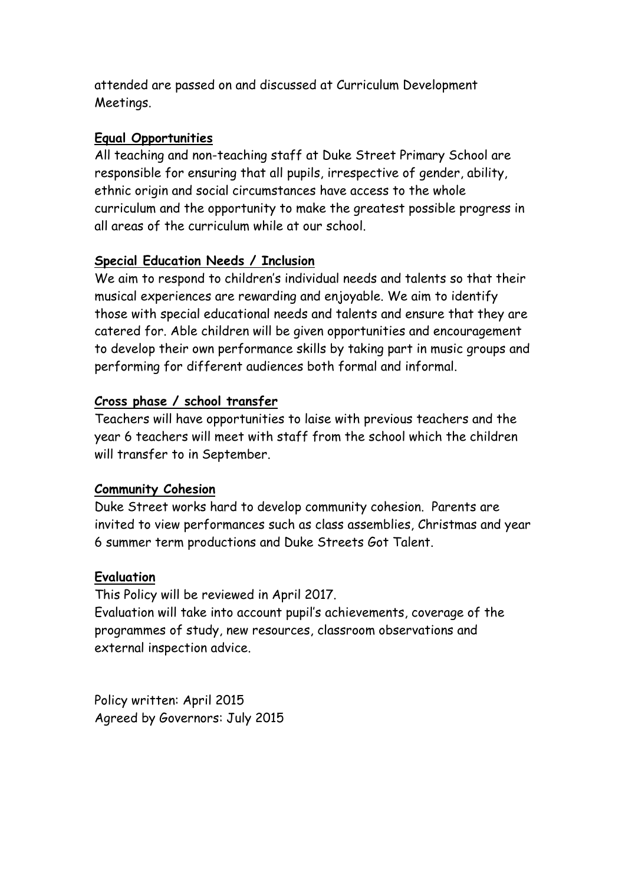attended are passed on and discussed at Curriculum Development Meetings.

## **Equal Opportunities**

All teaching and non-teaching staff at Duke Street Primary School are responsible for ensuring that all pupils, irrespective of gender, ability, ethnic origin and social circumstances have access to the whole curriculum and the opportunity to make the greatest possible progress in all areas of the curriculum while at our school.

## **Special Education Needs / Inclusion**

We aim to respond to children's individual needs and talents so that their musical experiences are rewarding and enjoyable. We aim to identify those with special educational needs and talents and ensure that they are catered for. Able children will be given opportunities and encouragement to develop their own performance skills by taking part in music groups and performing for different audiences both formal and informal.

## **Cross phase / school transfer**

Teachers will have opportunities to laise with previous teachers and the year 6 teachers will meet with staff from the school which the children will transfer to in September.

## **Community Cohesion**

Duke Street works hard to develop community cohesion. Parents are invited to view performances such as class assemblies, Christmas and year 6 summer term productions and Duke Streets Got Talent.

## **Evaluation**

This Policy will be reviewed in April 2017.
Evaluation will take into account pupil's achievements, coverage of the programmes of study, new resources, classroom observations and external inspection advice.

Policy written: April 2015
Agreed by Governors: July 2015